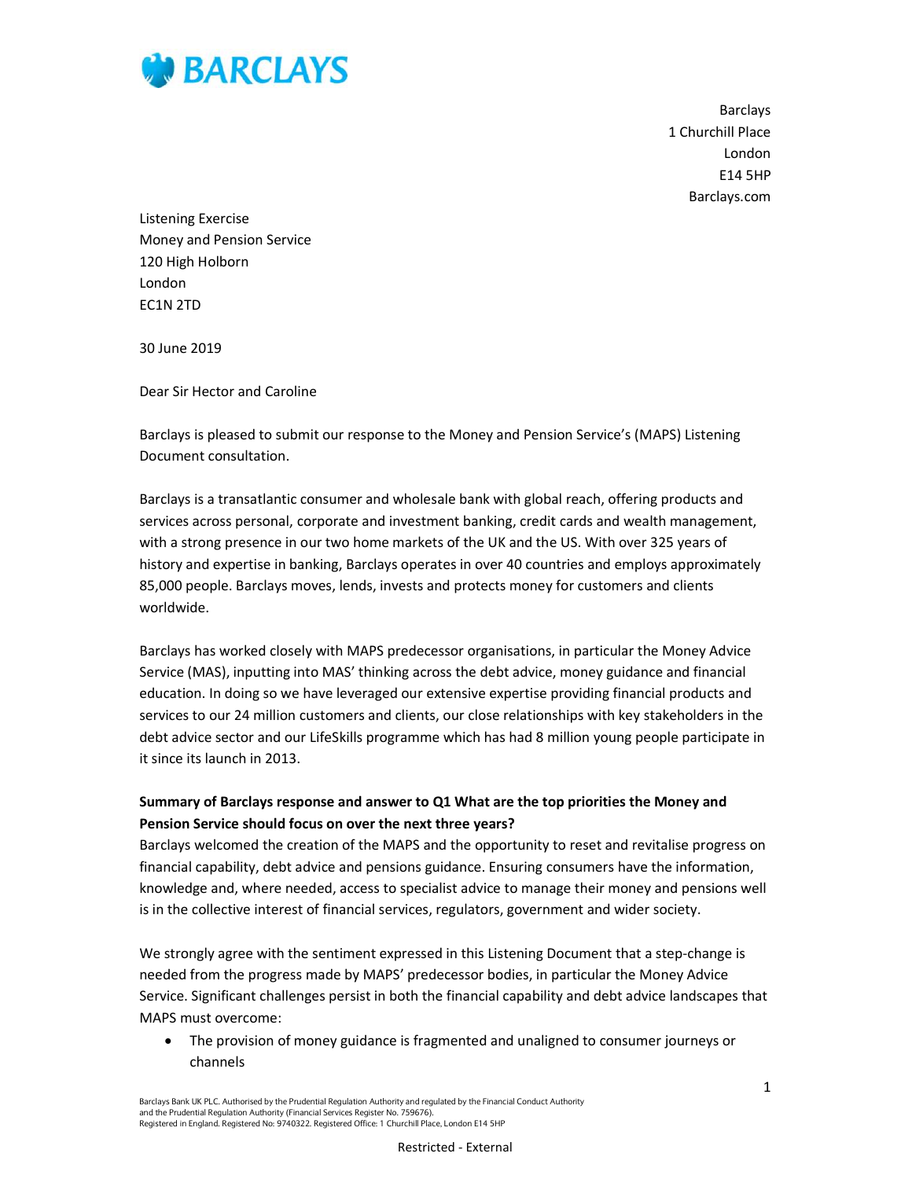**BARCLAYS**

Barclays
1 Churchill Place
London
E14 5HP
Barclays.com

Listening Exercise
Money and Pension Service
120 High Holborn
London
EC1N 2TD

30 June 2019

Dear Sir Hector and Caroline

Barclays is pleased to submit our response to the Money and Pension Service's (MAPS) Listening Document consultation.

Barclays is a transatlantic consumer and wholesale bank with global reach, offering products and services across personal, corporate and investment banking, credit cards and wealth management, with a strong presence in our two home markets of the UK and the US. With over 325 years of history and expertise in banking, Barclays operates in over 40 countries and employs approximately 85,000 people. Barclays moves, lends, invests and protects money for customers and clients worldwide.

Barclays has worked closely with MAPS predecessor organisations, in particular the Money Advice Service (MAS), inputting into MAS' thinking across the debt advice, money guidance and financial education. In doing so we have leveraged our extensive expertise providing financial products and services to our 24 million customers and clients, our close relationships with key stakeholders in the debt advice sector and our LifeSkills programme which has had 8 million young people participate in it since its launch in 2013.

**Summary of Barclays response and answer to Q1 What are the top priorities the Money and Pension Service should focus on over the next three years?**

Barclays welcomed the creation of the MAPS and the opportunity to reset and revitalise progress on financial capability, debt advice and pensions guidance. Ensuring consumers have the information, knowledge and, where needed, access to specialist advice to manage their money and pensions well is in the collective interest of financial services, regulators, government and wider society.

We strongly agree with the sentiment expressed in this Listening Document that a step-change is needed from the progress made by MAPS' predecessor bodies, in particular the Money Advice Service. Significant challenges persist in both the financial capability and debt advice landscapes that MAPS must overcome:

- The provision of money guidance is fragmented and unaligned to consumer journeys or channels

Barclays Bank UK PLC. Authorised by the Prudential Regulation Authority and regulated by the Financial Conduct Authority and the Prudential Regulation Authority (Financial Services Register No. 759676).
Registered in England. Registered No: 9740322. Registered Office: 1 Churchill Place, London E14 5HP

Restricted - External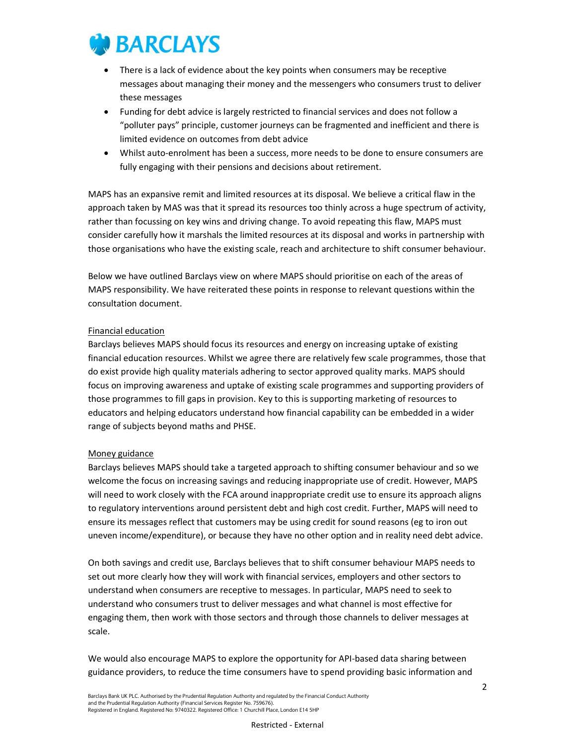- There is a lack of evidence about the key points when consumers may be receptive messages about managing their money and the messengers who consumers trust to deliver these messages
- Funding for debt advice is largely restricted to financial services and does not follow a "polluter pays" principle, customer journeys can be fragmented and inefficient and there is limited evidence on outcomes from debt advice
- Whilst auto-enrolment has been a success, more needs to be done to ensure consumers are fully engaging with their pensions and decisions about retirement.

MAPS has an expansive remit and limited resources at its disposal. We believe a critical flaw in the approach taken by MAS was that it spread its resources too thinly across a huge spectrum of activity, rather than focussing on key wins and driving change. To avoid repeating this flaw, MAPS must consider carefully how it marshals the limited resources at its disposal and works in partnership with those organisations who have the existing scale, reach and architecture to shift consumer behaviour.

Below we have outlined Barclays view on where MAPS should prioritise on each of the areas of MAPS responsibility. We have reiterated these points in response to relevant questions within the consultation document.

<u>Financial education</u>

Barclays believes MAPS should focus its resources and energy on increasing uptake of existing financial education resources. Whilst we agree there are relatively few scale programmes, those that do exist provide high quality materials adhering to sector approved quality marks. MAPS should focus on improving awareness and uptake of existing scale programmes and supporting providers of those programmes to fill gaps in provision. Key to this is supporting marketing of resources to educators and helping educators understand how financial capability can be embedded in a wider range of subjects beyond maths and PHSE.

<u>Money guidance</u>

Barclays believes MAPS should take a targeted approach to shifting consumer behaviour and so we welcome the focus on increasing savings and reducing inappropriate use of credit. However, MAPS will need to work closely with the FCA around inappropriate credit use to ensure its approach aligns to regulatory interventions around persistent debt and high cost credit. Further, MAPS will need to ensure its messages reflect that customers may be using credit for sound reasons (eg to iron out uneven income/expenditure), or because they have no other option and in reality need debt advice.

On both savings and credit use, Barclays believes that to shift consumer behaviour MAPS needs to set out more clearly how they will work with financial services, employers and other sectors to understand when consumers are receptive to messages. In particular, MAPS need to seek to understand who consumers trust to deliver messages and what channel is most effective for engaging them, then work with those sectors and through those channels to deliver messages at scale.

We would also encourage MAPS to explore the opportunity for API-based data sharing between guidance providers, to reduce the time consumers have to spend providing basic information and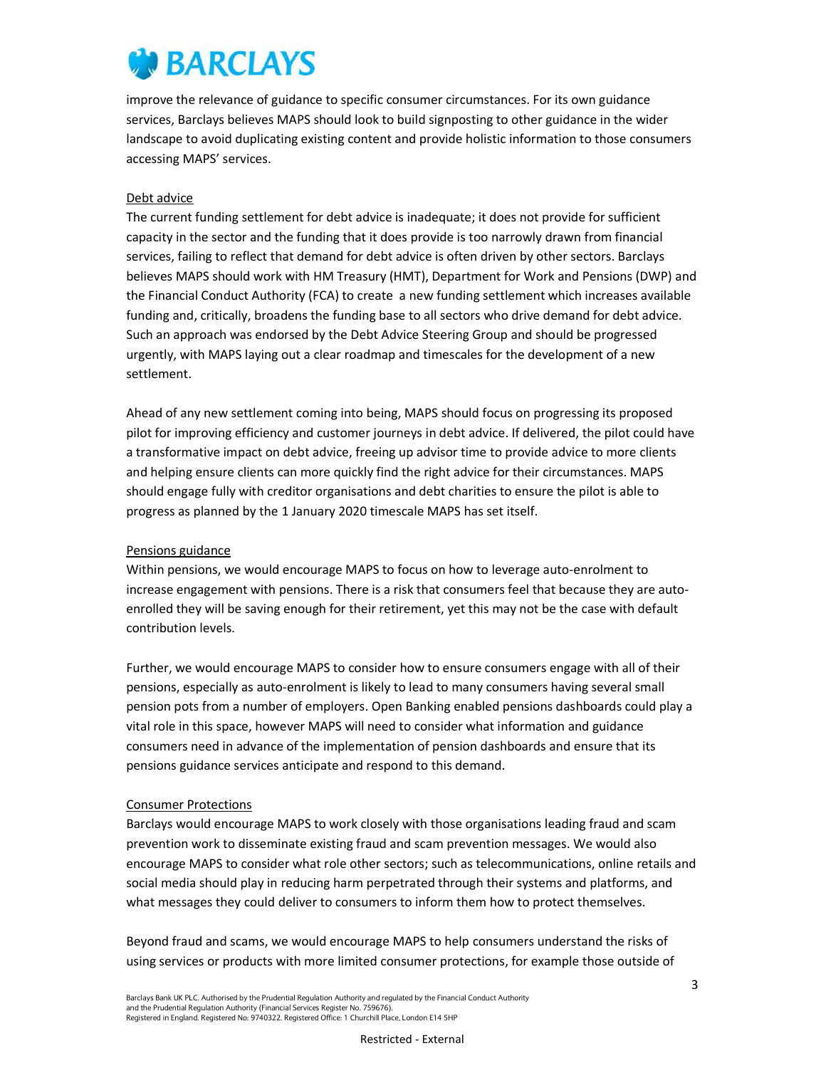improve the relevance of guidance to specific consumer circumstances. For its own guidance services, Barclays believes MAPS should look to build signposting to other guidance in the wider landscape to avoid duplicating existing content and provide holistic information to those consumers accessing MAPS' services.

Debt advice

The current funding settlement for debt advice is inadequate; it does not provide for sufficient capacity in the sector and the funding that it does provide is too narrowly drawn from financial services, failing to reflect that demand for debt advice is often driven by other sectors. Barclays believes MAPS should work with HM Treasury (HMT), Department for Work and Pensions (DWP) and the Financial Conduct Authority (FCA) to create a new funding settlement which increases available funding and, critically, broadens the funding base to all sectors who drive demand for debt advice. Such an approach was endorsed by the Debt Advice Steering Group and should be progressed urgently, with MAPS laying out a clear roadmap and timescales for the development of a new settlement.

Ahead of any new settlement coming into being, MAPS should focus on progressing its proposed pilot for improving efficiency and customer journeys in debt advice. If delivered, the pilot could have a transformative impact on debt advice, freeing up advisor time to provide advice to more clients and helping ensure clients can more quickly find the right advice for their circumstances. MAPS should engage fully with creditor organisations and debt charities to ensure the pilot is able to progress as planned by the 1 January 2020 timescale MAPS has set itself.

Pensions guidance

Within pensions, we would encourage MAPS to focus on how to leverage auto-enrolment to increase engagement with pensions. There is a risk that consumers feel that because they are auto-enrolled they will be saving enough for their retirement, yet this may not be the case with default contribution levels.

Further, we would encourage MAPS to consider how to ensure consumers engage with all of their pensions, especially as auto-enrolment is likely to lead to many consumers having several small pension pots from a number of employers. Open Banking enabled pensions dashboards could play a vital role in this space, however MAPS will need to consider what information and guidance consumers need in advance of the implementation of pension dashboards and ensure that its pensions guidance services anticipate and respond to this demand.

Consumer Protections

Barclays would encourage MAPS to work closely with those organisations leading fraud and scam prevention work to disseminate existing fraud and scam prevention messages. We would also encourage MAPS to consider what role other sectors; such as telecommunications, online retails and social media should play in reducing harm perpetrated through their systems and platforms, and what messages they could deliver to consumers to inform them how to protect themselves.

Beyond fraud and scams, we would encourage MAPS to help consumers understand the risks of using services or products with more limited consumer protections, for example those outside of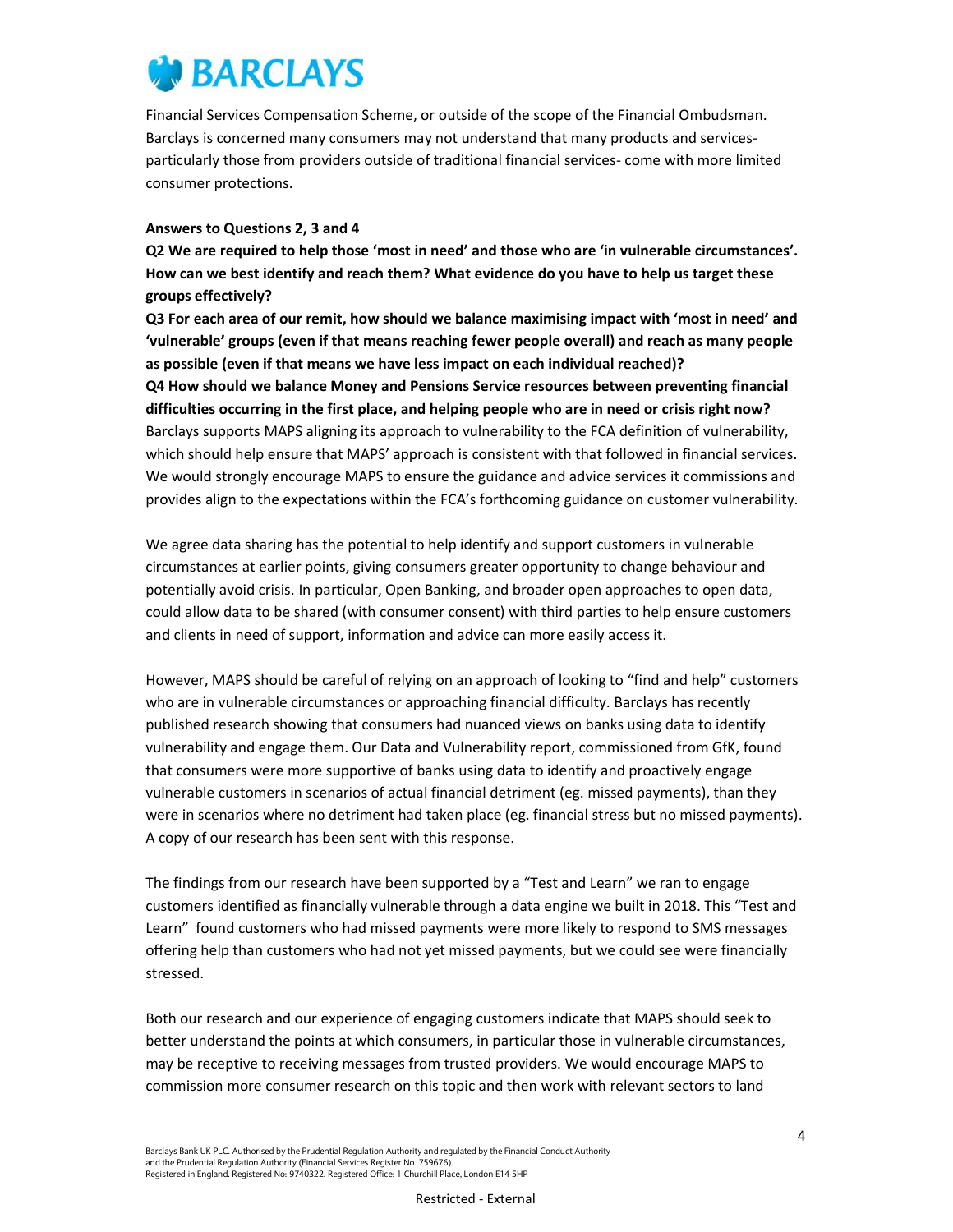Financial Services Compensation Scheme, or outside of the scope of the Financial Ombudsman. Barclays is concerned many consumers may not understand that many products and services- particularly those from providers outside of traditional financial services- come with more limited consumer protections.

**Answers to Questions 2, 3 and 4**

**Q2 We are required to help those 'most in need' and those who are 'in vulnerable circumstances'. How can we best identify and reach them? What evidence do you have to help us target these groups effectively?**

**Q3 For each area of our remit, how should we balance maximising impact with 'most in need' and 'vulnerable' groups (even if that means reaching fewer people overall) and reach as many people as possible (even if that means we have less impact on each individual reached)?**

**Q4 How should we balance Money and Pensions Service resources between preventing financial difficulties occurring in the first place, and helping people who are in need or crisis right now?**

Barclays supports MAPS aligning its approach to vulnerability to the FCA definition of vulnerability, which should help ensure that MAPS' approach is consistent with that followed in financial services. We would strongly encourage MAPS to ensure the guidance and advice services it commissions and provides align to the expectations within the FCA's forthcoming guidance on customer vulnerability.

We agree data sharing has the potential to help identify and support customers in vulnerable circumstances at earlier points, giving consumers greater opportunity to change behaviour and potentially avoid crisis. In particular, Open Banking, and broader open approaches to open data, could allow data to be shared (with consumer consent) with third parties to help ensure customers and clients in need of support, information and advice can more easily access it.

However, MAPS should be careful of relying on an approach of looking to "find and help" customers who are in vulnerable circumstances or approaching financial difficulty. Barclays has recently published research showing that consumers had nuanced views on banks using data to identify vulnerability and engage them. Our Data and Vulnerability report, commissioned from GfK, found that consumers were more supportive of banks using data to identify and proactively engage vulnerable customers in scenarios of actual financial detriment (eg. missed payments), than they were in scenarios where no detriment had taken place (eg. financial stress but no missed payments). A copy of our research has been sent with this response.

The findings from our research have been supported by a "Test and Learn" we ran to engage customers identified as financially vulnerable through a data engine we built in 2018. This "Test and Learn" found customers who had missed payments were more likely to respond to SMS messages offering help than customers who had not yet missed payments, but we could see were financially stressed.

Both our research and our experience of engaging customers indicate that MAPS should seek to better understand the points at which consumers, in particular those in vulnerable circumstances, may be receptive to receiving messages from trusted providers. We would encourage MAPS to commission more consumer research on this topic and then work with relevant sectors to land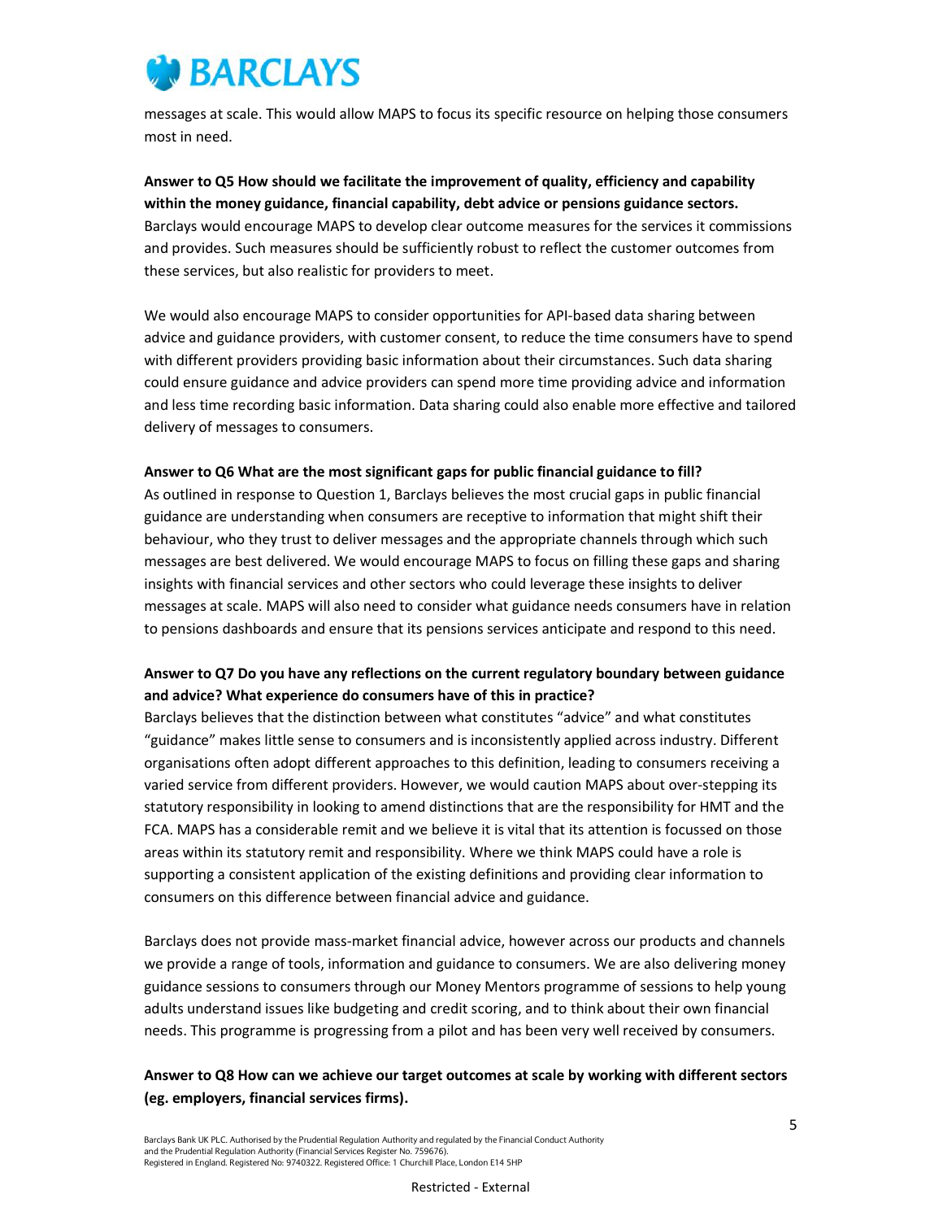messages at scale. This would allow MAPS to focus its specific resource on helping those consumers most in need.

**Answer to Q5 How should we facilitate the improvement of quality, efficiency and capability within the money guidance, financial capability, debt advice or pensions guidance sectors.**

Barclays would encourage MAPS to develop clear outcome measures for the services it commissions and provides. Such measures should be sufficiently robust to reflect the customer outcomes from these services, but also realistic for providers to meet.

We would also encourage MAPS to consider opportunities for API-based data sharing between advice and guidance providers, with customer consent, to reduce the time consumers have to spend with different providers providing basic information about their circumstances. Such data sharing could ensure guidance and advice providers can spend more time providing advice and information and less time recording basic information. Data sharing could also enable more effective and tailored delivery of messages to consumers.

**Answer to Q6 What are the most significant gaps for public financial guidance to fill?**

As outlined in response to Question 1, Barclays believes the most crucial gaps in public financial guidance are understanding when consumers are receptive to information that might shift their behaviour, who they trust to deliver messages and the appropriate channels through which such messages are best delivered. We would encourage MAPS to focus on filling these gaps and sharing insights with financial services and other sectors who could leverage these insights to deliver messages at scale. MAPS will also need to consider what guidance needs consumers have in relation to pensions dashboards and ensure that its pensions services anticipate and respond to this need.

**Answer to Q7 Do you have any reflections on the current regulatory boundary between guidance and advice? What experience do consumers have of this in practice?**

Barclays believes that the distinction between what constitutes "advice" and what constitutes "guidance" makes little sense to consumers and is inconsistently applied across industry. Different organisations often adopt different approaches to this definition, leading to consumers receiving a varied service from different providers. However, we would caution MAPS about over-stepping its statutory responsibility in looking to amend distinctions that are the responsibility for HMT and the FCA. MAPS has a considerable remit and we believe it is vital that its attention is focussed on those areas within its statutory remit and responsibility. Where we think MAPS could have a role is supporting a consistent application of the existing definitions and providing clear information to consumers on this difference between financial advice and guidance.

Barclays does not provide mass-market financial advice, however across our products and channels we provide a range of tools, information and guidance to consumers. We are also delivering money guidance sessions to consumers through our Money Mentors programme of sessions to help young adults understand issues like budgeting and credit scoring, and to think about their own financial needs. This programme is progressing from a pilot and has been very well received by consumers.

**Answer to Q8 How can we achieve our target outcomes at scale by working with different sectors (eg. employers, financial services firms).**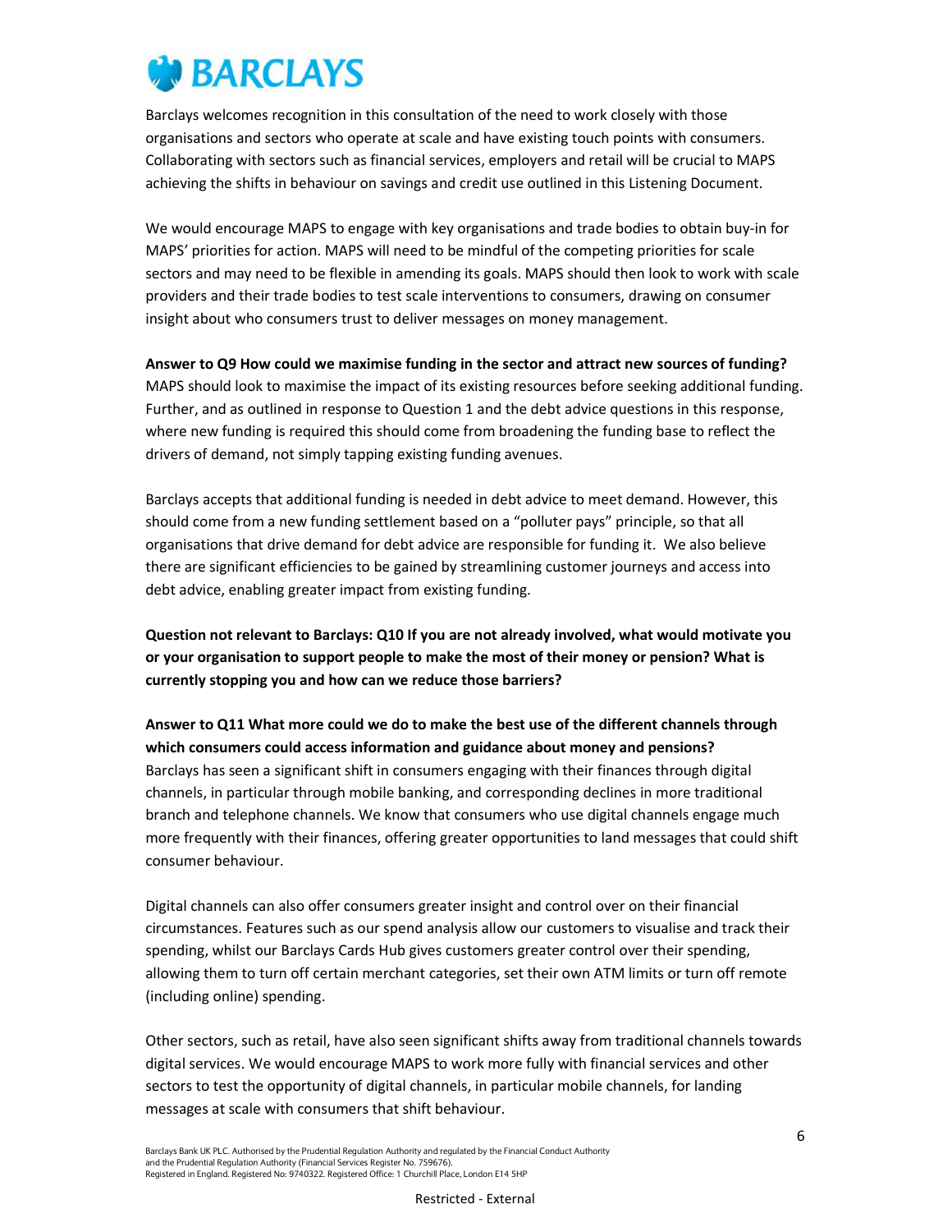Barclays welcomes recognition in this consultation of the need to work closely with those organisations and sectors who operate at scale and have existing touch points with consumers. Collaborating with sectors such as financial services, employers and retail will be crucial to MAPS achieving the shifts in behaviour on savings and credit use outlined in this Listening Document.

We would encourage MAPS to engage with key organisations and trade bodies to obtain buy-in for MAPS' priorities for action. MAPS will need to be mindful of the competing priorities for scale sectors and may need to be flexible in amending its goals. MAPS should then look to work with scale providers and their trade bodies to test scale interventions to consumers, drawing on consumer insight about who consumers trust to deliver messages on money management.

**Answer to Q9 How could we maximise funding in the sector and attract new sources of funding?**
MAPS should look to maximise the impact of its existing resources before seeking additional funding. Further, and as outlined in response to Question 1 and the debt advice questions in this response, where new funding is required this should come from broadening the funding base to reflect the drivers of demand, not simply tapping existing funding avenues.

Barclays accepts that additional funding is needed in debt advice to meet demand. However, this should come from a new funding settlement based on a "polluter pays" principle, so that all organisations that drive demand for debt advice are responsible for funding it. We also believe there are significant efficiencies to be gained by streamlining customer journeys and access into debt advice, enabling greater impact from existing funding.

**Question not relevant to Barclays: Q10 If you are not already involved, what would motivate you or your organisation to support people to make the most of their money or pension? What is currently stopping you and how can we reduce those barriers?**

**Answer to Q11 What more could we do to make the best use of the different channels through which consumers could access information and guidance about money and pensions?**
Barclays has seen a significant shift in consumers engaging with their finances through digital channels, in particular through mobile banking, and corresponding declines in more traditional branch and telephone channels. We know that consumers who use digital channels engage much more frequently with their finances, offering greater opportunities to land messages that could shift consumer behaviour.

Digital channels can also offer consumers greater insight and control over on their financial circumstances. Features such as our spend analysis allow our customers to visualise and track their spending, whilst our Barclays Cards Hub gives customers greater control over their spending, allowing them to turn off certain merchant categories, set their own ATM limits or turn off remote (including online) spending.

Other sectors, such as retail, have also seen significant shifts away from traditional channels towards digital services. We would encourage MAPS to work more fully with financial services and other sectors to test the opportunity of digital channels, in particular mobile channels, for landing messages at scale with consumers that shift behaviour.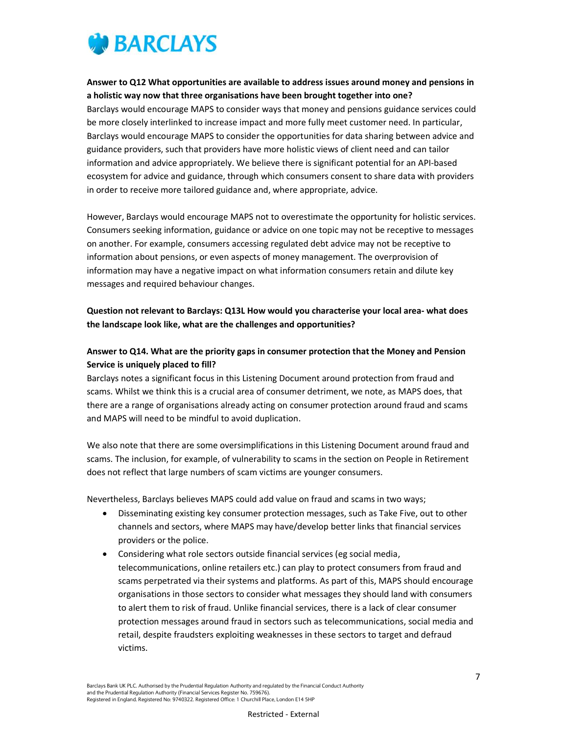**Answer to Q12 What opportunities are available to address issues around money and pensions in a holistic way now that three organisations have been brought together into one?**

Barclays would encourage MAPS to consider ways that money and pensions guidance services could be more closely interlinked to increase impact and more fully meet customer need. In particular, Barclays would encourage MAPS to consider the opportunities for data sharing between advice and guidance providers, such that providers have more holistic views of client need and can tailor information and advice appropriately. We believe there is significant potential for an API-based ecosystem for advice and guidance, through which consumers consent to share data with providers in order to receive more tailored guidance and, where appropriate, advice.

However, Barclays would encourage MAPS not to overestimate the opportunity for holistic services. Consumers seeking information, guidance or advice on one topic may not be receptive to messages on another. For example, consumers accessing regulated debt advice may not be receptive to information about pensions, or even aspects of money management. The overprovision of information may have a negative impact on what information consumers retain and dilute key messages and required behaviour changes.

**Question not relevant to Barclays: Q13L How would you characterise your local area- what does the landscape look like, what are the challenges and opportunities?**

**Answer to Q14. What are the priority gaps in consumer protection that the Money and Pension Service is uniquely placed to fill?**

Barclays notes a significant focus in this Listening Document around protection from fraud and scams. Whilst we think this is a crucial area of consumer detriment, we note, as MAPS does, that there are a range of organisations already acting on consumer protection around fraud and scams and MAPS will need to be mindful to avoid duplication.

We also note that there are some oversimplifications in this Listening Document around fraud and scams. The inclusion, for example, of vulnerability to scams in the section on People in Retirement does not reflect that large numbers of scam victims are younger consumers.

Nevertheless, Barclays believes MAPS could add value on fraud and scams in two ways;

- Disseminating existing key consumer protection messages, such as Take Five, out to other channels and sectors, where MAPS may have/develop better links that financial services providers or the police.
- Considering what role sectors outside financial services (eg social media, telecommunications, online retailers etc.) can play to protect consumers from fraud and scams perpetrated via their systems and platforms. As part of this, MAPS should encourage organisations in those sectors to consider what messages they should land with consumers to alert them to risk of fraud. Unlike financial services, there is a lack of clear consumer protection messages around fraud in sectors such as telecommunications, social media and retail, despite fraudsters exploiting weaknesses in these sectors to target and defraud victims.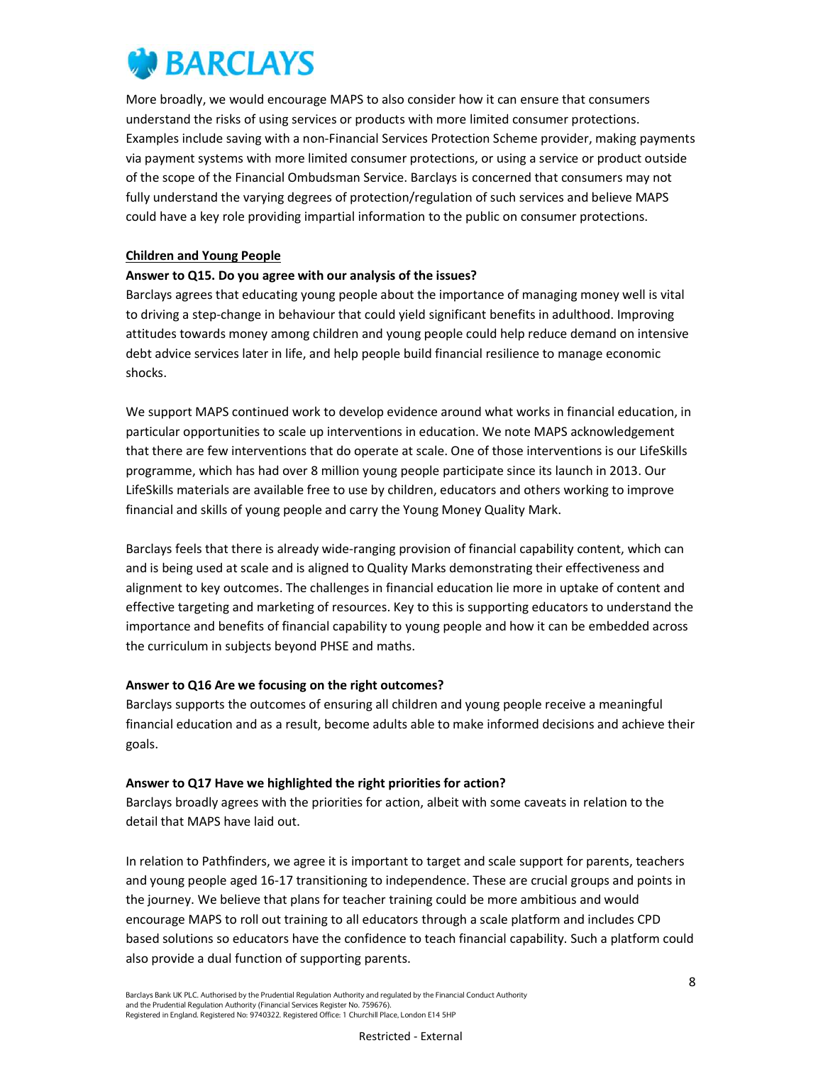More broadly, we would encourage MAPS to also consider how it can ensure that consumers understand the risks of using services or products with more limited consumer protections. Examples include saving with a non-Financial Services Protection Scheme provider, making payments via payment systems with more limited consumer protections, or using a service or product outside of the scope of the Financial Ombudsman Service. Barclays is concerned that consumers may not fully understand the varying degrees of protection/regulation of such services and believe MAPS could have a key role providing impartial information to the public on consumer protections.

## Children and Young People

**Answer to Q15. Do you agree with our analysis of the issues?**

Barclays agrees that educating young people about the importance of managing money well is vital to driving a step-change in behaviour that could yield significant benefits in adulthood. Improving attitudes towards money among children and young people could help reduce demand on intensive debt advice services later in life, and help people build financial resilience to manage economic shocks.

We support MAPS continued work to develop evidence around what works in financial education, in particular opportunities to scale up interventions in education. We note MAPS acknowledgement that there are few interventions that do operate at scale. One of those interventions is our LifeSkills programme, which has had over 8 million young people participate since its launch in 2013. Our LifeSkills materials are available free to use by children, educators and others working to improve financial and skills of young people and carry the Young Money Quality Mark.

Barclays feels that there is already wide-ranging provision of financial capability content, which can and is being used at scale and is aligned to Quality Marks demonstrating their effectiveness and alignment to key outcomes. The challenges in financial education lie more in uptake of content and effective targeting and marketing of resources. Key to this is supporting educators to understand the importance and benefits of financial capability to young people and how it can be embedded across the curriculum in subjects beyond PHSE and maths.

**Answer to Q16 Are we focusing on the right outcomes?**

Barclays supports the outcomes of ensuring all children and young people receive a meaningful financial education and as a result, become adults able to make informed decisions and achieve their goals.

**Answer to Q17 Have we highlighted the right priorities for action?**

Barclays broadly agrees with the priorities for action, albeit with some caveats in relation to the detail that MAPS have laid out.

In relation to Pathfinders, we agree it is important to target and scale support for parents, teachers and young people aged 16-17 transitioning to independence. These are crucial groups and points in the journey. We believe that plans for teacher training could be more ambitious and would encourage MAPS to roll out training to all educators through a scale platform and includes CPD based solutions so educators have the confidence to teach financial capability. Such a platform could also provide a dual function of supporting parents.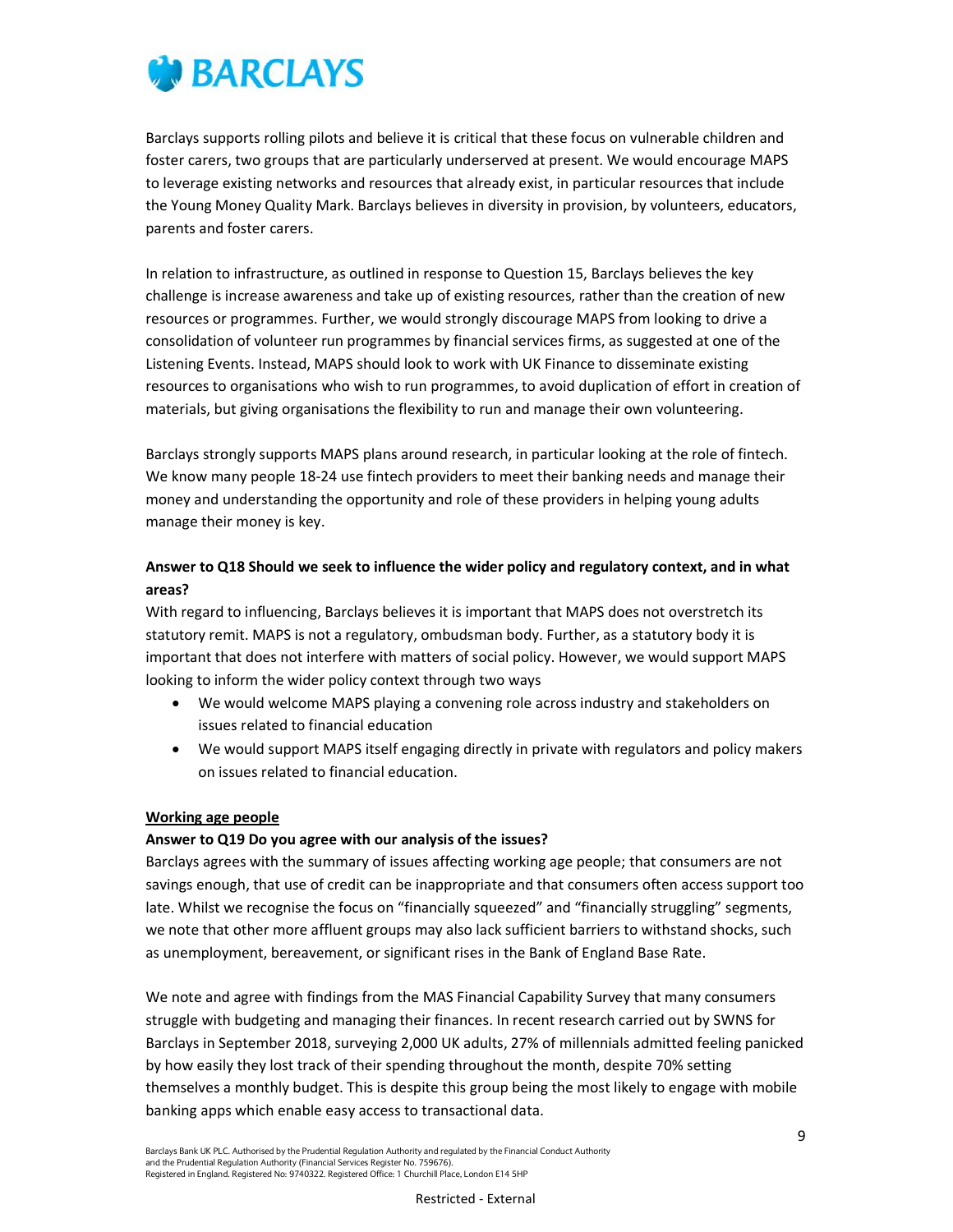Barclays supports rolling pilots and believe it is critical that these focus on vulnerable children and foster carers, two groups that are particularly underserved at present. We would encourage MAPS to leverage existing networks and resources that already exist, in particular resources that include the Young Money Quality Mark. Barclays believes in diversity in provision, by volunteers, educators, parents and foster carers.

In relation to infrastructure, as outlined in response to Question 15, Barclays believes the key challenge is increase awareness and take up of existing resources, rather than the creation of new resources or programmes. Further, we would strongly discourage MAPS from looking to drive a consolidation of volunteer run programmes by financial services firms, as suggested at one of the Listening Events. Instead, MAPS should look to work with UK Finance to disseminate existing resources to organisations who wish to run programmes, to avoid duplication of effort in creation of materials, but giving organisations the flexibility to run and manage their own volunteering.

Barclays strongly supports MAPS plans around research, in particular looking at the role of fintech. We know many people 18-24 use fintech providers to meet their banking needs and manage their money and understanding the opportunity and role of these providers in helping young adults manage their money is key.

**Answer to Q18 Should we seek to influence the wider policy and regulatory context, and in what areas?**

With regard to influencing, Barclays believes it is important that MAPS does not overstretch its statutory remit. MAPS is not a regulatory, ombudsman body. Further, as a statutory body it is important that does not interfere with matters of social policy. However, we would support MAPS looking to inform the wider policy context through two ways

- We would welcome MAPS playing a convening role across industry and stakeholders on issues related to financial education
- We would support MAPS itself engaging directly in private with regulators and policy makers on issues related to financial education.

**Working age people**

**Answer to Q19 Do you agree with our analysis of the issues?**

Barclays agrees with the summary of issues affecting working age people; that consumers are not savings enough, that use of credit can be inappropriate and that consumers often access support too late. Whilst we recognise the focus on "financially squeezed" and "financially struggling" segments, we note that other more affluent groups may also lack sufficient barriers to withstand shocks, such as unemployment, bereavement, or significant rises in the Bank of England Base Rate.

We note and agree with findings from the MAS Financial Capability Survey that many consumers struggle with budgeting and managing their finances. In recent research carried out by SWNS for Barclays in September 2018, surveying 2,000 UK adults, 27% of millennials admitted feeling panicked by how easily they lost track of their spending throughout the month, despite 70% setting themselves a monthly budget. This is despite this group being the most likely to engage with mobile banking apps which enable easy access to transactional data.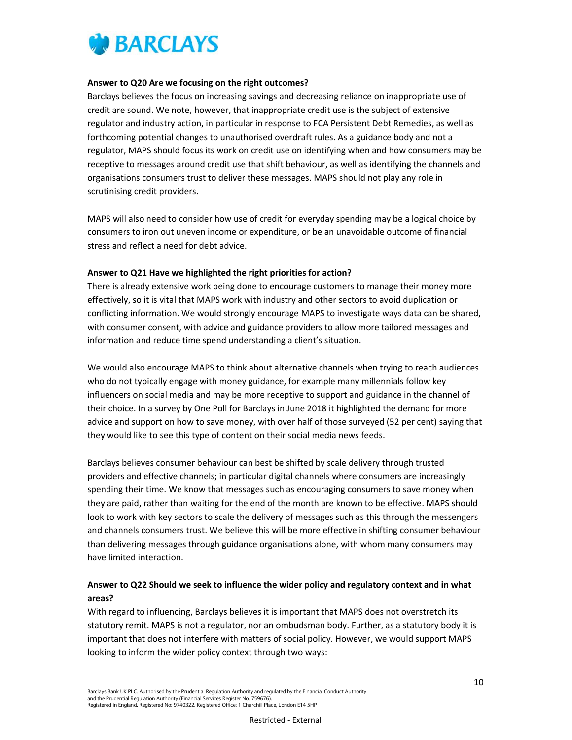**Answer to Q20 Are we focusing on the right outcomes?**

Barclays believes the focus on increasing savings and decreasing reliance on inappropriate use of credit are sound. We note, however, that inappropriate credit use is the subject of extensive regulator and industry action, in particular in response to FCA Persistent Debt Remedies, as well as forthcoming potential changes to unauthorised overdraft rules. As a guidance body and not a regulator, MAPS should focus its work on credit use on identifying when and how consumers may be receptive to messages around credit use that shift behaviour, as well as identifying the channels and organisations consumers trust to deliver these messages. MAPS should not play any role in scrutinising credit providers.

MAPS will also need to consider how use of credit for everyday spending may be a logical choice by consumers to iron out uneven income or expenditure, or be an unavoidable outcome of financial stress and reflect a need for debt advice.

**Answer to Q21 Have we highlighted the right priorities for action?**

There is already extensive work being done to encourage customers to manage their money more effectively, so it is vital that MAPS work with industry and other sectors to avoid duplication or conflicting information. We would strongly encourage MAPS to investigate ways data can be shared, with consumer consent, with advice and guidance providers to allow more tailored messages and information and reduce time spend understanding a client's situation.

We would also encourage MAPS to think about alternative channels when trying to reach audiences who do not typically engage with money guidance, for example many millennials follow key influencers on social media and may be more receptive to support and guidance in the channel of their choice. In a survey by One Poll for Barclays in June 2018 it highlighted the demand for more advice and support on how to save money, with over half of those surveyed (52 per cent) saying that they would like to see this type of content on their social media news feeds.

Barclays believes consumer behaviour can best be shifted by scale delivery through trusted providers and effective channels; in particular digital channels where consumers are increasingly spending their time. We know that messages such as encouraging consumers to save money when they are paid, rather than waiting for the end of the month are known to be effective. MAPS should look to work with key sectors to scale the delivery of messages such as this through the messengers and channels consumers trust. We believe this will be more effective in shifting consumer behaviour than delivering messages through guidance organisations alone, with whom many consumers may have limited interaction.

**Answer to Q22 Should we seek to influence the wider policy and regulatory context and in what areas?**

With regard to influencing, Barclays believes it is important that MAPS does not overstretch its statutory remit. MAPS is not a regulator, nor an ombudsman body. Further, as a statutory body it is important that does not interfere with matters of social policy. However, we would support MAPS looking to inform the wider policy context through two ways: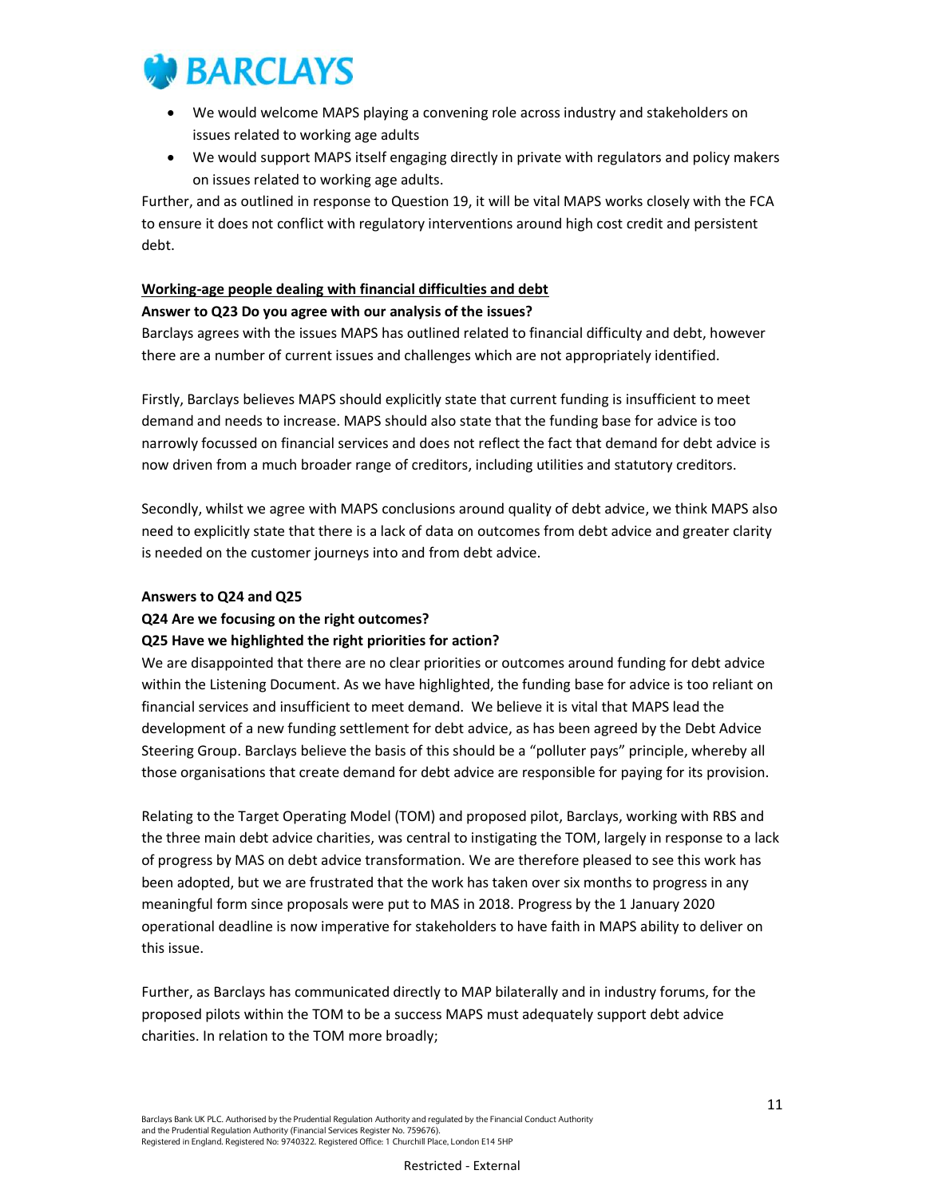- We would welcome MAPS playing a convening role across industry and stakeholders on issues related to working age adults
- We would support MAPS itself engaging directly in private with regulators and policy makers on issues related to working age adults.

Further, and as outlined in response to Question 19, it will be vital MAPS works closely with the FCA to ensure it does not conflict with regulatory interventions around high cost credit and persistent debt.

**Working-age people dealing with financial difficulties and debt**

**Answer to Q23 Do you agree with our analysis of the issues?**

Barclays agrees with the issues MAPS has outlined related to financial difficulty and debt, however there are a number of current issues and challenges which are not appropriately identified.

Firstly, Barclays believes MAPS should explicitly state that current funding is insufficient to meet demand and needs to increase. MAPS should also state that the funding base for advice is too narrowly focussed on financial services and does not reflect the fact that demand for debt advice is now driven from a much broader range of creditors, including utilities and statutory creditors.

Secondly, whilst we agree with MAPS conclusions around quality of debt advice, we think MAPS also need to explicitly state that there is a lack of data on outcomes from debt advice and greater clarity is needed on the customer journeys into and from debt advice.

**Answers to Q24 and Q25**

**Q24 Are we focusing on the right outcomes?**

**Q25 Have we highlighted the right priorities for action?**

We are disappointed that there are no clear priorities or outcomes around funding for debt advice within the Listening Document. As we have highlighted, the funding base for advice is too reliant on financial services and insufficient to meet demand. We believe it is vital that MAPS lead the development of a new funding settlement for debt advice, as has been agreed by the Debt Advice Steering Group. Barclays believe the basis of this should be a "polluter pays" principle, whereby all those organisations that create demand for debt advice are responsible for paying for its provision.

Relating to the Target Operating Model (TOM) and proposed pilot, Barclays, working with RBS and the three main debt advice charities, was central to instigating the TOM, largely in response to a lack of progress by MAS on debt advice transformation. We are therefore pleased to see this work has been adopted, but we are frustrated that the work has taken over six months to progress in any meaningful form since proposals were put to MAS in 2018. Progress by the 1 January 2020 operational deadline is now imperative for stakeholders to have faith in MAPS ability to deliver on this issue.

Further, as Barclays has communicated directly to MAP bilaterally and in industry forums, for the proposed pilots within the TOM to be a success MAPS must adequately support debt advice charities. In relation to the TOM more broadly;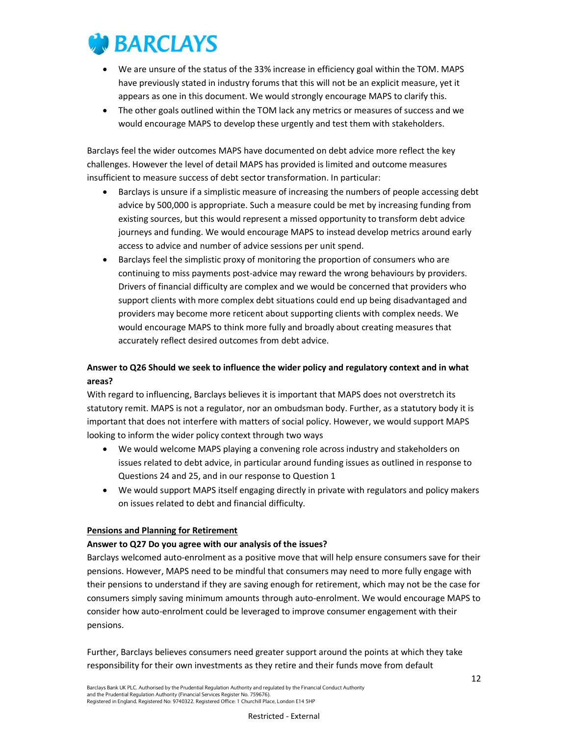- We are unsure of the status of the 33% increase in efficiency goal within the TOM. MAPS have previously stated in industry forums that this will not be an explicit measure, yet it appears as one in this document. We would strongly encourage MAPS to clarify this.
- The other goals outlined within the TOM lack any metrics or measures of success and we would encourage MAPS to develop these urgently and test them with stakeholders.

Barclays feel the wider outcomes MAPS have documented on debt advice more reflect the key challenges. However the level of detail MAPS has provided is limited and outcome measures insufficient to measure success of debt sector transformation. In particular:

- Barclays is unsure if a simplistic measure of increasing the numbers of people accessing debt advice by 500,000 is appropriate. Such a measure could be met by increasing funding from existing sources, but this would represent a missed opportunity to transform debt advice journeys and funding. We would encourage MAPS to instead develop metrics around early access to advice and number of advice sessions per unit spend.
- Barclays feel the simplistic proxy of monitoring the proportion of consumers who are continuing to miss payments post-advice may reward the wrong behaviours by providers. Drivers of financial difficulty are complex and we would be concerned that providers who support clients with more complex debt situations could end up being disadvantaged and providers may become more reticent about supporting clients with complex needs. We would encourage MAPS to think more fully and broadly about creating measures that accurately reflect desired outcomes from debt advice.

**Answer to Q26 Should we seek to influence the wider policy and regulatory context and in what areas?**

With regard to influencing, Barclays believes it is important that MAPS does not overstretch its statutory remit. MAPS is not a regulator, nor an ombudsman body. Further, as a statutory body it is important that does not interfere with matters of social policy. However, we would support MAPS looking to inform the wider policy context through two ways

- We would welcome MAPS playing a convening role across industry and stakeholders on issues related to debt advice, in particular around funding issues as outlined in response to Questions 24 and 25, and in our response to Question 1
- We would support MAPS itself engaging directly in private with regulators and policy makers on issues related to debt and financial difficulty.

**Pensions and Planning for Retirement**

**Answer to Q27 Do you agree with our analysis of the issues?**

Barclays welcomed auto-enrolment as a positive move that will help ensure consumers save for their pensions. However, MAPS need to be mindful that consumers may need to more fully engage with their pensions to understand if they are saving enough for retirement, which may not be the case for consumers simply saving minimum amounts through auto-enrolment. We would encourage MAPS to consider how auto-enrolment could be leveraged to improve consumer engagement with their pensions.

Further, Barclays believes consumers need greater support around the points at which they take responsibility for their own investments as they retire and their funds move from default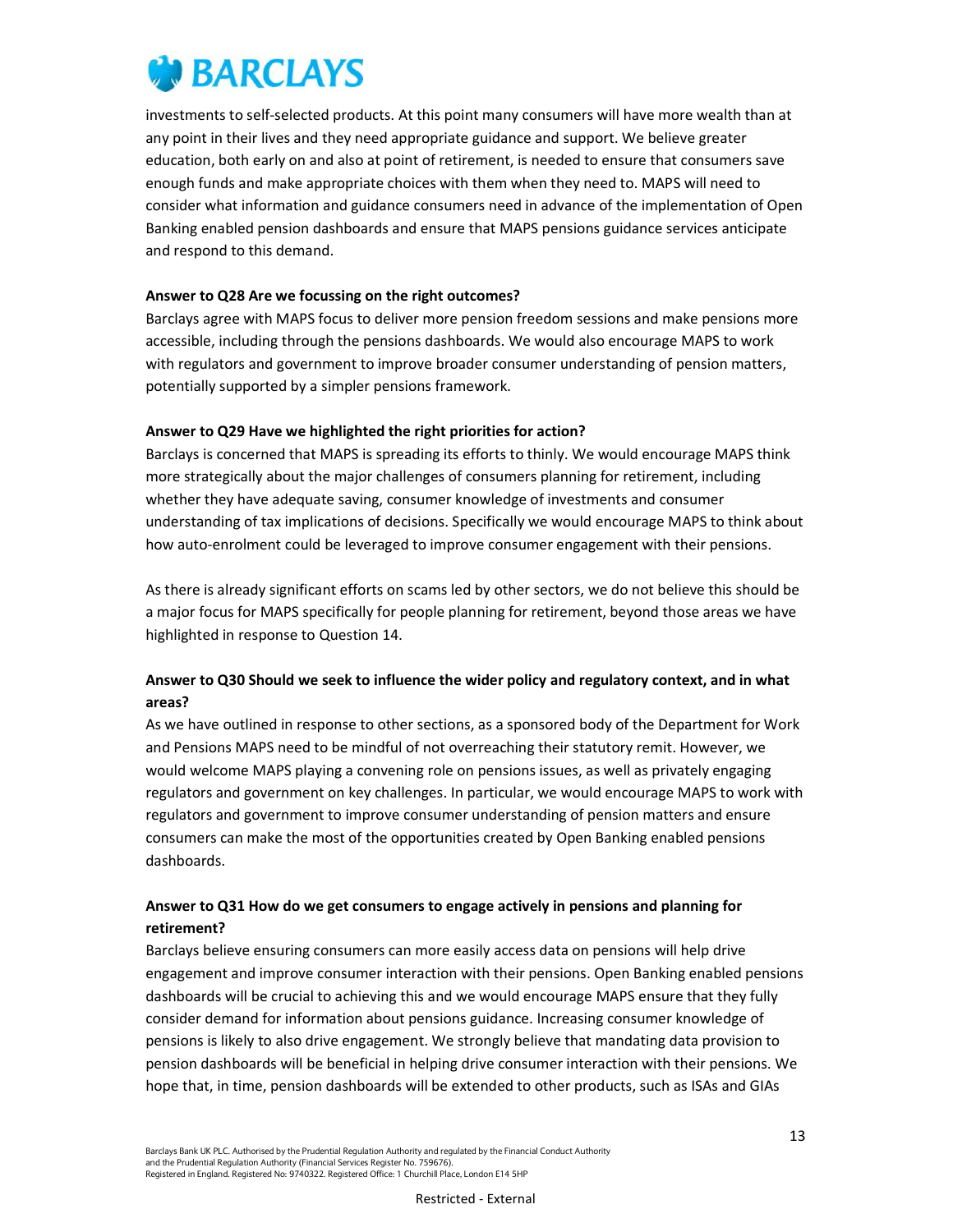investments to self-selected products. At this point many consumers will have more wealth than at any point in their lives and they need appropriate guidance and support. We believe greater education, both early on and also at point of retirement, is needed to ensure that consumers save enough funds and make appropriate choices with them when they need to. MAPS will need to consider what information and guidance consumers need in advance of the implementation of Open Banking enabled pension dashboards and ensure that MAPS pensions guidance services anticipate and respond to this demand.

**Answer to Q28 Are we focussing on the right outcomes?**

Barclays agree with MAPS focus to deliver more pension freedom sessions and make pensions more accessible, including through the pensions dashboards. We would also encourage MAPS to work with regulators and government to improve broader consumer understanding of pension matters, potentially supported by a simpler pensions framework.

**Answer to Q29 Have we highlighted the right priorities for action?**

Barclays is concerned that MAPS is spreading its efforts to thinly. We would encourage MAPS think more strategically about the major challenges of consumers planning for retirement, including whether they have adequate saving, consumer knowledge of investments and consumer understanding of tax implications of decisions. Specifically we would encourage MAPS to think about how auto-enrolment could be leveraged to improve consumer engagement with their pensions.

As there is already significant efforts on scams led by other sectors, we do not believe this should be a major focus for MAPS specifically for people planning for retirement, beyond those areas we have highlighted in response to Question 14.

**Answer to Q30 Should we seek to influence the wider policy and regulatory context, and in what areas?**

As we have outlined in response to other sections, as a sponsored body of the Department for Work and Pensions MAPS need to be mindful of not overreaching their statutory remit. However, we would welcome MAPS playing a convening role on pensions issues, as well as privately engaging regulators and government on key challenges. In particular, we would encourage MAPS to work with regulators and government to improve consumer understanding of pension matters and ensure consumers can make the most of the opportunities created by Open Banking enabled pensions dashboards.

**Answer to Q31 How do we get consumers to engage actively in pensions and planning for retirement?**

Barclays believe ensuring consumers can more easily access data on pensions will help drive engagement and improve consumer interaction with their pensions. Open Banking enabled pensions dashboards will be crucial to achieving this and we would encourage MAPS ensure that they fully consider demand for information about pensions guidance. Increasing consumer knowledge of pensions is likely to also drive engagement. We strongly believe that mandating data provision to pension dashboards will be beneficial in helping drive consumer interaction with their pensions. We hope that, in time, pension dashboards will be extended to other products, such as ISAs and GIAs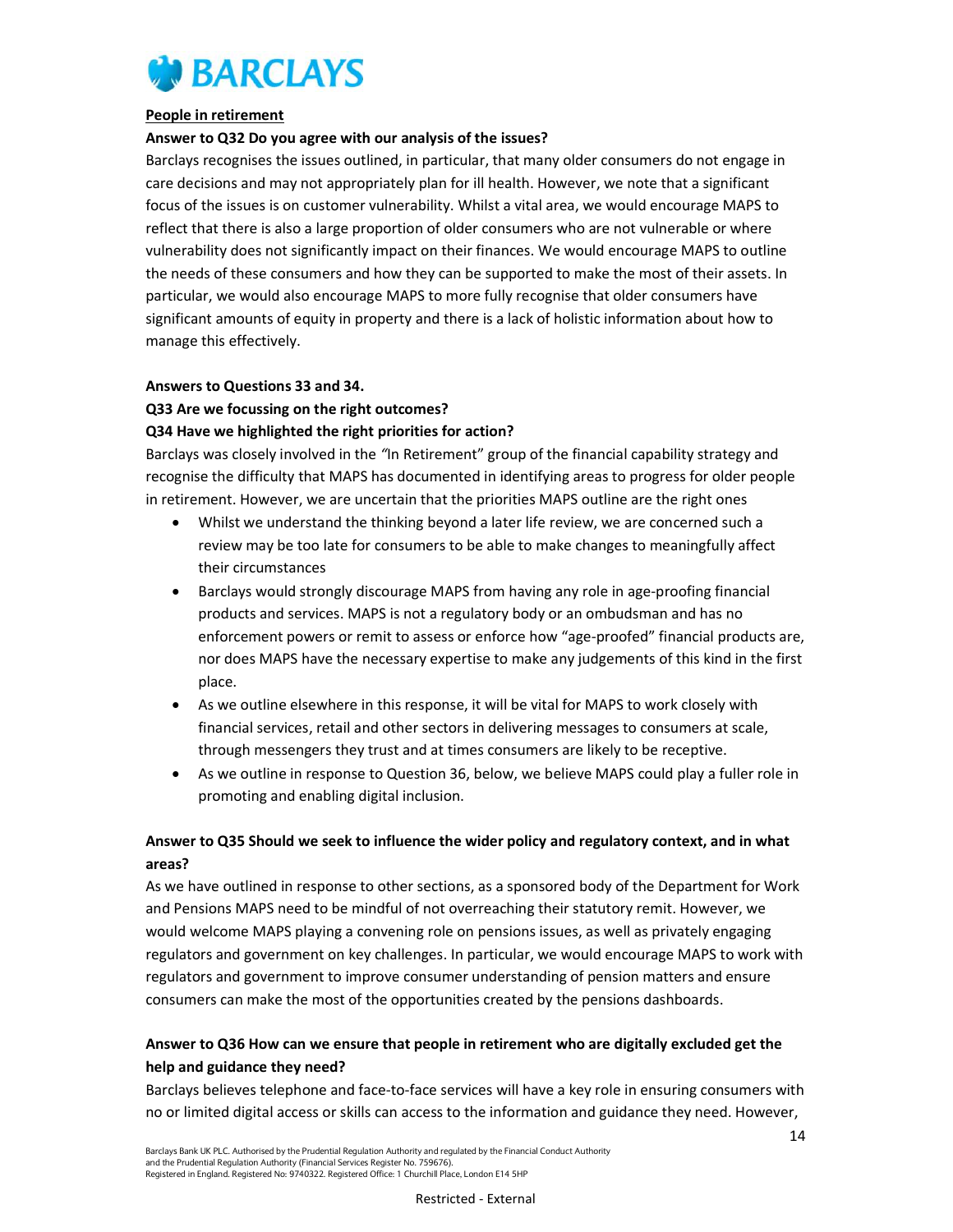**People in retirement**

**Answer to Q32 Do you agree with our analysis of the issues?**

Barclays recognises the issues outlined, in particular, that many older consumers do not engage in care decisions and may not appropriately plan for ill health. However, we note that a significant focus of the issues is on customer vulnerability. Whilst a vital area, we would encourage MAPS to reflect that there is also a large proportion of older consumers who are not vulnerable or where vulnerability does not significantly impact on their finances. We would encourage MAPS to outline the needs of these consumers and how they can be supported to make the most of their assets. In particular, we would also encourage MAPS to more fully recognise that older consumers have significant amounts of equity in property and there is a lack of holistic information about how to manage this effectively.

**Answers to Questions 33 and 34.**

**Q33 Are we focussing on the right outcomes?**

**Q34 Have we highlighted the right priorities for action?**

Barclays was closely involved in the *"*In Retirement" group of the financial capability strategy and recognise the difficulty that MAPS has documented in identifying areas to progress for older people in retirement. However, we are uncertain that the priorities MAPS outline are the right ones

- Whilst we understand the thinking beyond a later life review, we are concerned such a review may be too late for consumers to be able to make changes to meaningfully affect their circumstances
- Barclays would strongly discourage MAPS from having any role in age-proofing financial products and services. MAPS is not a regulatory body or an ombudsman and has no enforcement powers or remit to assess or enforce how "age-proofed" financial products are, nor does MAPS have the necessary expertise to make any judgements of this kind in the first place.
- As we outline elsewhere in this response, it will be vital for MAPS to work closely with financial services, retail and other sectors in delivering messages to consumers at scale, through messengers they trust and at times consumers are likely to be receptive.
- As we outline in response to Question 36, below, we believe MAPS could play a fuller role in promoting and enabling digital inclusion.

**Answer to Q35 Should we seek to influence the wider policy and regulatory context, and in what areas?**

As we have outlined in response to other sections, as a sponsored body of the Department for Work and Pensions MAPS need to be mindful of not overreaching their statutory remit. However, we would welcome MAPS playing a convening role on pensions issues, as well as privately engaging regulators and government on key challenges. In particular, we would encourage MAPS to work with regulators and government to improve consumer understanding of pension matters and ensure consumers can make the most of the opportunities created by the pensions dashboards.

**Answer to Q36 How can we ensure that people in retirement who are digitally excluded get the help and guidance they need?**

Barclays believes telephone and face-to-face services will have a key role in ensuring consumers with no or limited digital access or skills can access to the information and guidance they need. However,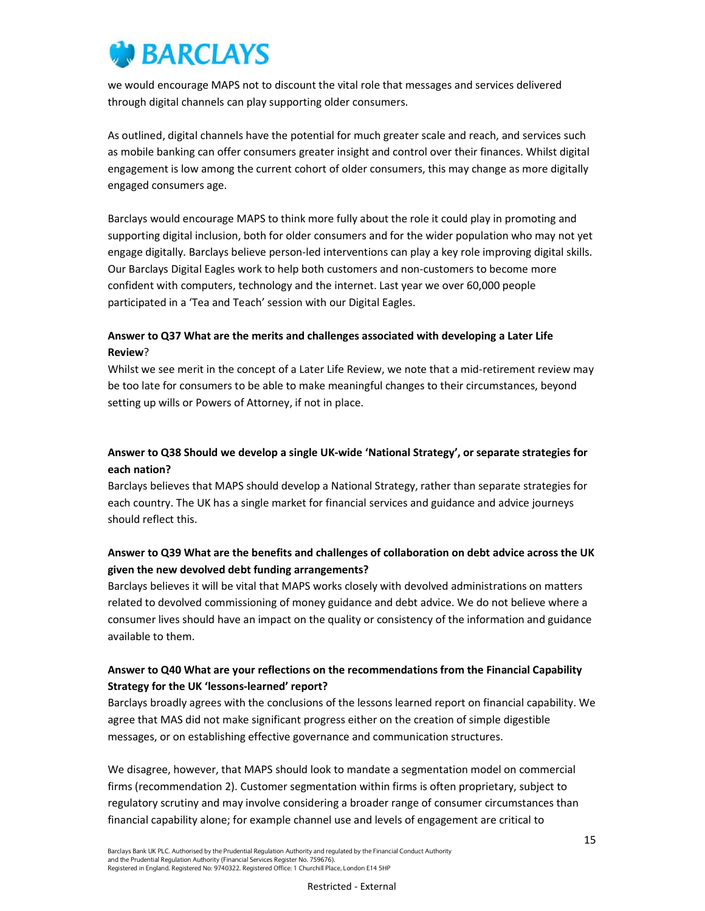we would encourage MAPS not to discount the vital role that messages and services delivered through digital channels can play supporting older consumers.

As outlined, digital channels have the potential for much greater scale and reach, and services such as mobile banking can offer consumers greater insight and control over their finances. Whilst digital engagement is low among the current cohort of older consumers, this may change as more digitally engaged consumers age.

Barclays would encourage MAPS to think more fully about the role it could play in promoting and supporting digital inclusion, both for older consumers and for the wider population who may not yet engage digitally. Barclays believe person-led interventions can play a key role improving digital skills. Our Barclays Digital Eagles work to help both customers and non-customers to become more confident with computers, technology and the internet. Last year we over 60,000 people participated in a 'Tea and Teach' session with our Digital Eagles.

**Answer to Q37 What are the merits and challenges associated with developing a Later Life Review**?

Whilst we see merit in the concept of a Later Life Review, we note that a mid-retirement review may be too late for consumers to be able to make meaningful changes to their circumstances, beyond setting up wills or Powers of Attorney, if not in place.

**Answer to Q38 Should we develop a single UK-wide 'National Strategy', or separate strategies for each nation?**

Barclays believes that MAPS should develop a National Strategy, rather than separate strategies for each country. The UK has a single market for financial services and guidance and advice journeys should reflect this.

**Answer to Q39 What are the benefits and challenges of collaboration on debt advice across the UK given the new devolved debt funding arrangements?**

Barclays believes it will be vital that MAPS works closely with devolved administrations on matters related to devolved commissioning of money guidance and debt advice. We do not believe where a consumer lives should have an impact on the quality or consistency of the information and guidance available to them.

**Answer to Q40 What are your reflections on the recommendations from the Financial Capability Strategy for the UK 'lessons-learned' report?**

Barclays broadly agrees with the conclusions of the lessons learned report on financial capability. We agree that MAS did not make significant progress either on the creation of simple digestible messages, or on establishing effective governance and communication structures.

We disagree, however, that MAPS should look to mandate a segmentation model on commercial firms (recommendation 2). Customer segmentation within firms is often proprietary, subject to regulatory scrutiny and may involve considering a broader range of consumer circumstances than financial capability alone; for example channel use and levels of engagement are critical to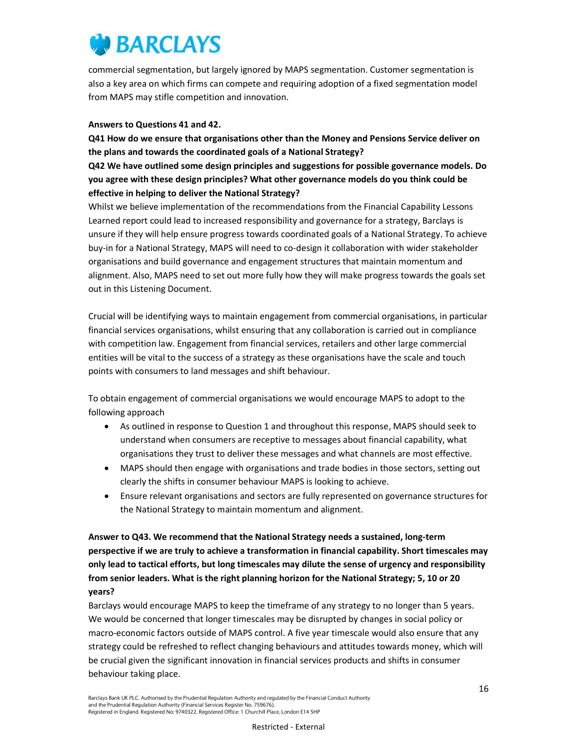commercial segmentation, but largely ignored by MAPS segmentation. Customer segmentation is also a key area on which firms can compete and requiring adoption of a fixed segmentation model from MAPS may stifle competition and innovation.

**Answers to Questions 41 and 42.**

**Q41 How do we ensure that organisations other than the Money and Pensions Service deliver on the plans and towards the coordinated goals of a National Strategy?**

**Q42 We have outlined some design principles and suggestions for possible governance models. Do you agree with these design principles? What other governance models do you think could be effective in helping to deliver the National Strategy?**

Whilst we believe implementation of the recommendations from the Financial Capability Lessons Learned report could lead to increased responsibility and governance for a strategy, Barclays is unsure if they will help ensure progress towards coordinated goals of a National Strategy. To achieve buy-in for a National Strategy, MAPS will need to co-design it collaboration with wider stakeholder organisations and build governance and engagement structures that maintain momentum and alignment. Also, MAPS need to set out more fully how they will make progress towards the goals set out in this Listening Document.

Crucial will be identifying ways to maintain engagement from commercial organisations, in particular financial services organisations, whilst ensuring that any collaboration is carried out in compliance with competition law. Engagement from financial services, retailers and other large commercial entities will be vital to the success of a strategy as these organisations have the scale and touch points with consumers to land messages and shift behaviour.

To obtain engagement of commercial organisations we would encourage MAPS to adopt to the following approach

- As outlined in response to Question 1 and throughout this response, MAPS should seek to understand when consumers are receptive to messages about financial capability, what organisations they trust to deliver these messages and what channels are most effective.
- MAPS should then engage with organisations and trade bodies in those sectors, setting out clearly the shifts in consumer behaviour MAPS is looking to achieve.
- Ensure relevant organisations and sectors are fully represented on governance structures for the National Strategy to maintain momentum and alignment.

**Answer to Q43. We recommend that the National Strategy needs a sustained, long-term perspective if we are truly to achieve a transformation in financial capability. Short timescales may only lead to tactical efforts, but long timescales may dilute the sense of urgency and responsibility from senior leaders. What is the right planning horizon for the National Strategy; 5, 10 or 20 years?**

Barclays would encourage MAPS to keep the timeframe of any strategy to no longer than 5 years. We would be concerned that longer timescales may be disrupted by changes in social policy or macro-economic factors outside of MAPS control. A five year timescale would also ensure that any strategy could be refreshed to reflect changing behaviours and attitudes towards money, which will be crucial given the significant innovation in financial services products and shifts in consumer behaviour taking place.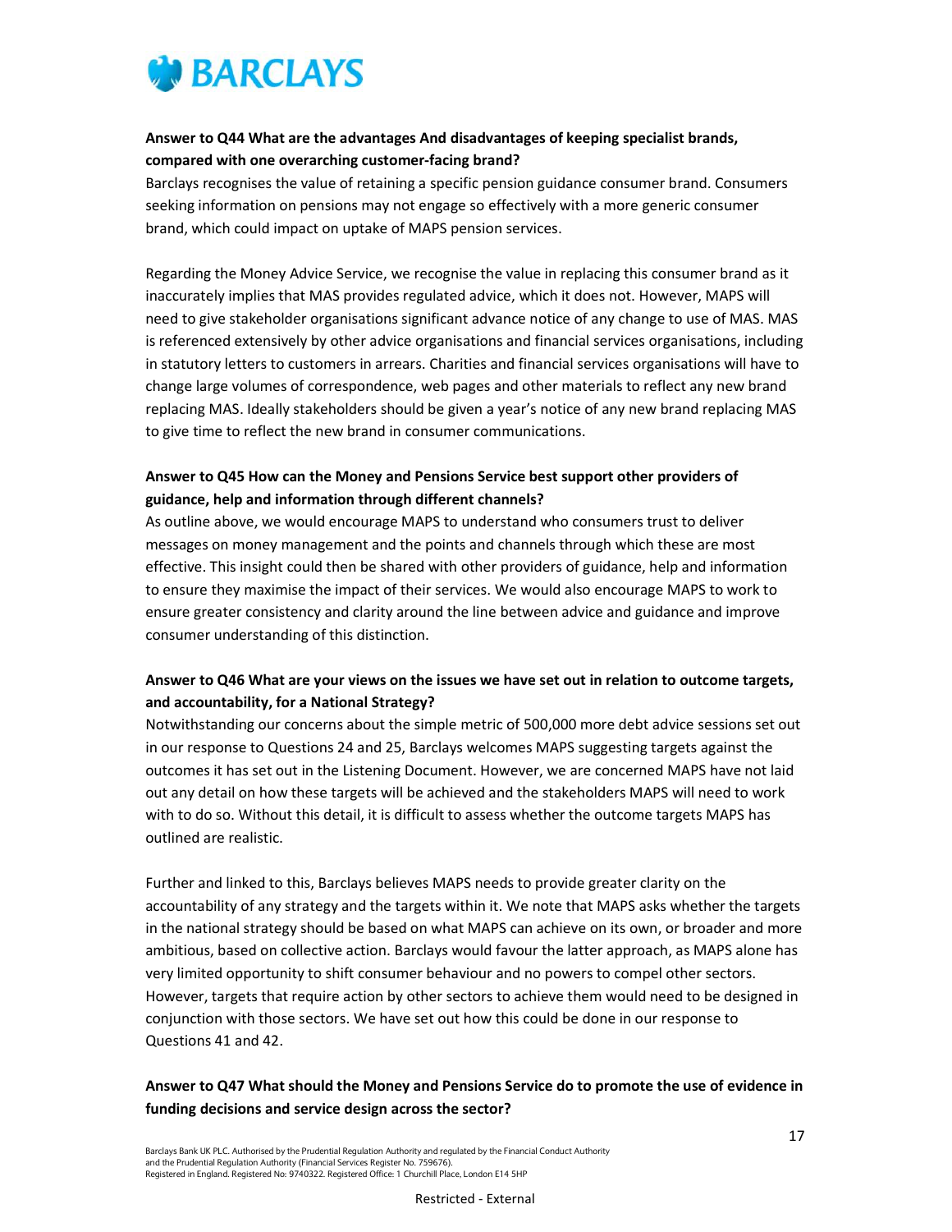**Answer to Q44 What are the advantages And disadvantages of keeping specialist brands, compared with one overarching customer-facing brand?**

Barclays recognises the value of retaining a specific pension guidance consumer brand. Consumers seeking information on pensions may not engage so effectively with a more generic consumer brand, which could impact on uptake of MAPS pension services.

Regarding the Money Advice Service, we recognise the value in replacing this consumer brand as it inaccurately implies that MAS provides regulated advice, which it does not. However, MAPS will need to give stakeholder organisations significant advance notice of any change to use of MAS. MAS is referenced extensively by other advice organisations and financial services organisations, including in statutory letters to customers in arrears. Charities and financial services organisations will have to change large volumes of correspondence, web pages and other materials to reflect any new brand replacing MAS. Ideally stakeholders should be given a year's notice of any new brand replacing MAS to give time to reflect the new brand in consumer communications.

**Answer to Q45 How can the Money and Pensions Service best support other providers of guidance, help and information through different channels?**

As outline above, we would encourage MAPS to understand who consumers trust to deliver messages on money management and the points and channels through which these are most effective. This insight could then be shared with other providers of guidance, help and information to ensure they maximise the impact of their services. We would also encourage MAPS to work to ensure greater consistency and clarity around the line between advice and guidance and improve consumer understanding of this distinction.

**Answer to Q46 What are your views on the issues we have set out in relation to outcome targets, and accountability, for a National Strategy?**

Notwithstanding our concerns about the simple metric of 500,000 more debt advice sessions set out in our response to Questions 24 and 25, Barclays welcomes MAPS suggesting targets against the outcomes it has set out in the Listening Document. However, we are concerned MAPS have not laid out any detail on how these targets will be achieved and the stakeholders MAPS will need to work with to do so. Without this detail, it is difficult to assess whether the outcome targets MAPS has outlined are realistic.

Further and linked to this, Barclays believes MAPS needs to provide greater clarity on the accountability of any strategy and the targets within it. We note that MAPS asks whether the targets in the national strategy should be based on what MAPS can achieve on its own, or broader and more ambitious, based on collective action. Barclays would favour the latter approach, as MAPS alone has very limited opportunity to shift consumer behaviour and no powers to compel other sectors. However, targets that require action by other sectors to achieve them would need to be designed in conjunction with those sectors. We have set out how this could be done in our response to Questions 41 and 42.

**Answer to Q47 What should the Money and Pensions Service do to promote the use of evidence in funding decisions and service design across the sector?**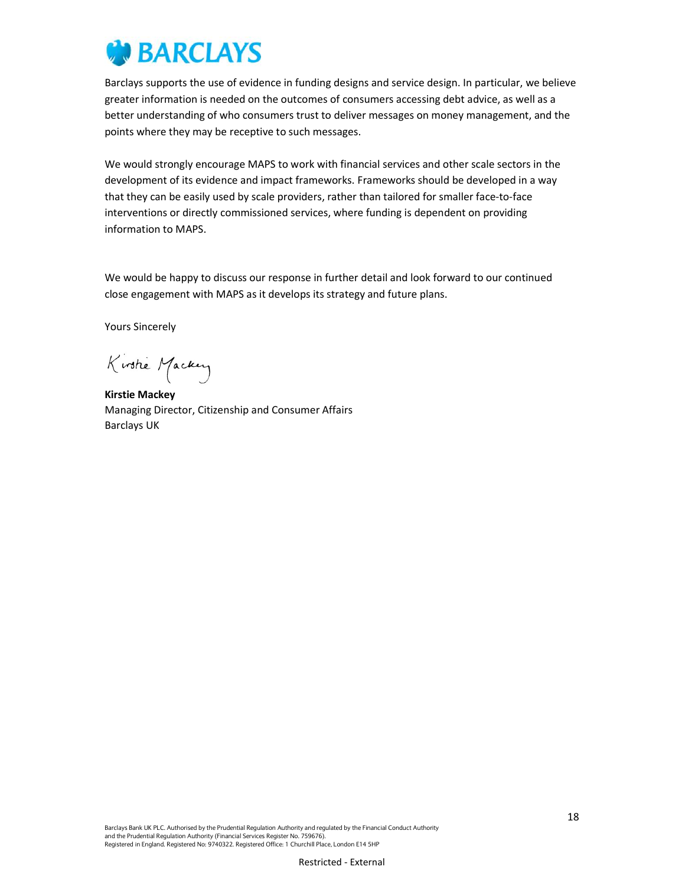Barclays supports the use of evidence in funding designs and service design. In particular, we believe greater information is needed on the outcomes of consumers accessing debt advice, as well as a better understanding of who consumers trust to deliver messages on money management, and the points where they may be receptive to such messages.

We would strongly encourage MAPS to work with financial services and other scale sectors in the development of its evidence and impact frameworks. Frameworks should be developed in a way that they can be easily used by scale providers, rather than tailored for smaller face-to-face interventions or directly commissioned services, where funding is dependent on providing information to MAPS.

We would be happy to discuss our response in further detail and look forward to our continued close engagement with MAPS as it develops its strategy and future plans.

Yours Sincerely

Kirstie Mackey

**Kirstie Mackey**
Managing Director, Citizenship and Consumer Affairs
Barclays UK

Barclays Bank UK PLC. Authorised by the Prudential Regulation Authority and regulated by the Financial Conduct Authority and the Prudential Regulation Authority (Financial Services Register No. 759676).
Registered in England. Registered No: 9740322. Registered Office: 1 Churchill Place, London E14 5HP

Restricted - External